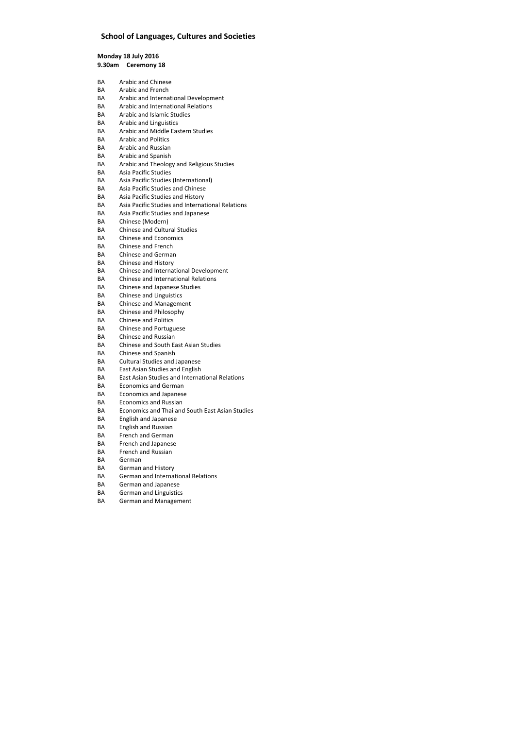## School of Languages, Cultures and Societies

**Monday 18 July 2016**
**9.30am Ceremony 18**

BA Arabic and Chinese
BA Arabic and French
BA Arabic and International Development
BA Arabic and International Relations
BA Arabic and Islamic Studies
BA Arabic and Linguistics
BA Arabic and Middle Eastern Studies
BA Arabic and Politics
BA Arabic and Russian
BA Arabic and Spanish
BA Arabic and Theology and Religious Studies
BA Asia Pacific Studies
BA Asia Pacific Studies (International)
BA Asia Pacific Studies and Chinese
BA Asia Pacific Studies and History
BA Asia Pacific Studies and International Relations
BA Asia Pacific Studies and Japanese
BA Chinese (Modern)
BA Chinese and Cultural Studies
BA Chinese and Economics
BA Chinese and French
BA Chinese and German
BA Chinese and History
BA Chinese and International Development
BA Chinese and International Relations
BA Chinese and Japanese Studies
BA Chinese and Linguistics
BA Chinese and Management
BA Chinese and Philosophy
BA Chinese and Politics
BA Chinese and Portuguese
BA Chinese and Russian
BA Chinese and South East Asian Studies
BA Chinese and Spanish
BA Cultural Studies and Japanese
BA East Asian Studies and English
BA East Asian Studies and International Relations
BA Economics and German
BA Economics and Japanese
BA Economics and Russian
BA Economics and Thai and South East Asian Studies
BA English and Japanese
BA English and Russian
BA French and German
BA French and Japanese
BA French and Russian
BA German
BA German and History
BA German and International Relations
BA German and Japanese
BA German and Linguistics
BA German and Management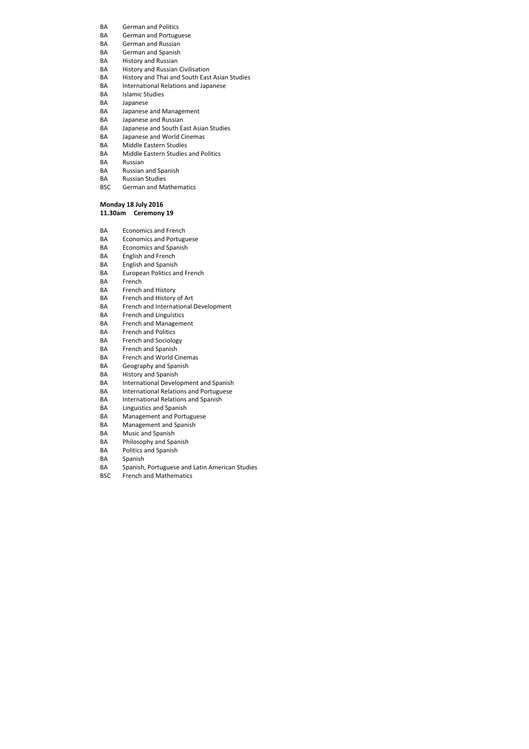BA German and Politics
BA German and Portuguese
BA German and Russian
BA German and Spanish
BA History and Russian
BA History and Russian Civilisation
BA History and Thai and South East Asian Studies
BA International Relations and Japanese
BA Islamic Studies
BA Japanese
BA Japanese and Management
BA Japanese and Russian
BA Japanese and South East Asian Studies
BA Japanese and World Cinemas
BA Middle Eastern Studies
BA Middle Eastern Studies and Politics
BA Russian
BA Russian and Spanish
BA Russian Studies
BSC German and Mathematics

**Monday 18 July 2016**
**11.30am Ceremony 19**

BA Economics and French
BA Economics and Portuguese
BA Economics and Spanish
BA English and French
BA English and Spanish
BA European Politics and French
BA French
BA French and History
BA French and History of Art
BA French and International Development
BA French and Linguistics
BA French and Management
BA French and Politics
BA French and Sociology
BA French and Spanish
BA French and World Cinemas
BA Geography and Spanish
BA History and Spanish
BA International Development and Spanish
BA International Relations and Portuguese
BA International Relations and Spanish
BA Linguistics and Spanish
BA Management and Portuguese
BA Management and Spanish
BA Music and Spanish
BA Philosophy and Spanish
BA Politics and Spanish
BA Spanish
BA Spanish, Portuguese and Latin American Studies
BSC French and Mathematics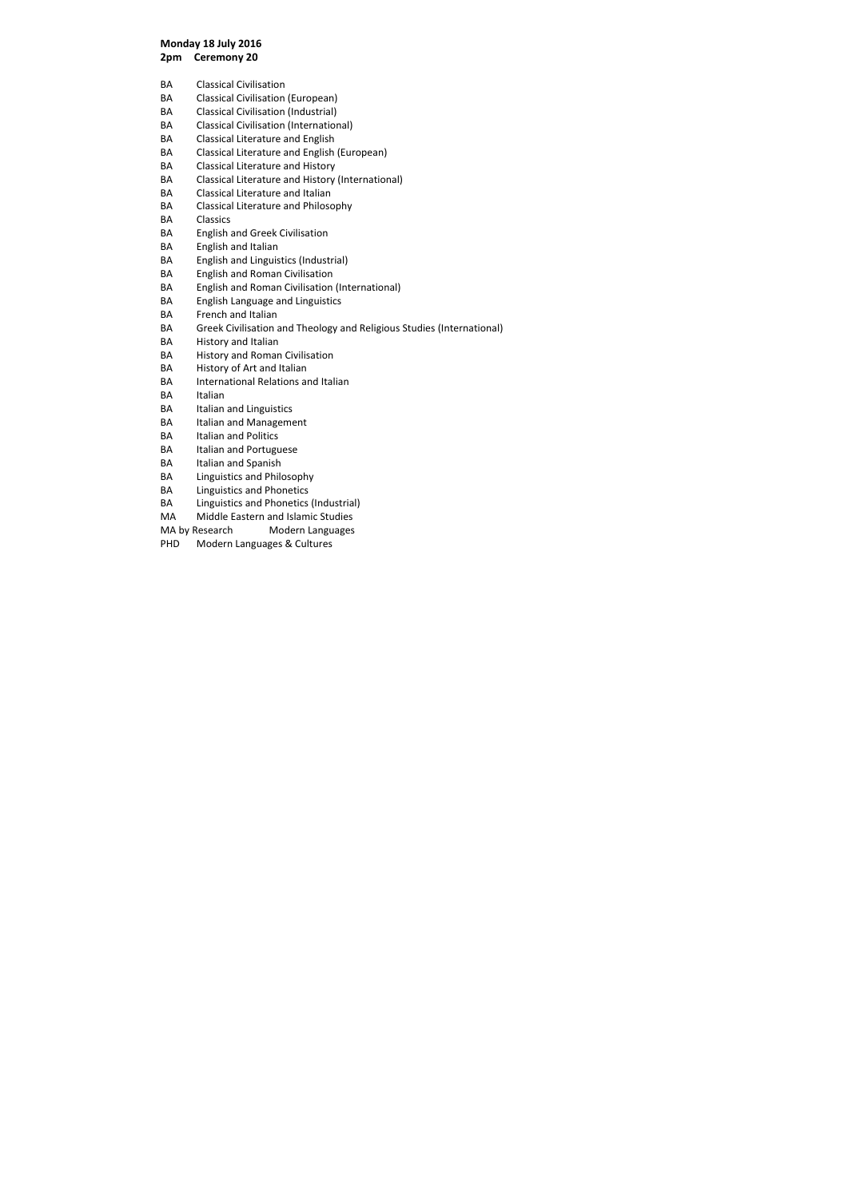**Monday 18 July 2016**
**2pm Ceremony 20**

| | |
|---|---|
| BA | Classical Civilisation |
| BA | Classical Civilisation (European) |
| BA | Classical Civilisation (Industrial) |
| BA | Classical Civilisation (International) |
| BA | Classical Literature and English |
| BA | Classical Literature and English (European) |
| BA | Classical Literature and History |
| BA | Classical Literature and History (International) |
| BA | Classical Literature and Italian |
| BA | Classical Literature and Philosophy |
| BA | Classics |
| BA | English and Greek Civilisation |
| BA | English and Italian |
| BA | English and Linguistics (Industrial) |
| BA | English and Roman Civilisation |
| BA | English and Roman Civilisation (International) |
| BA | English Language and Linguistics |
| BA | French and Italian |
| BA | Greek Civilisation and Theology and Religious Studies (International) |
| BA | History and Italian |
| BA | History and Roman Civilisation |
| BA | History of Art and Italian |
| BA | International Relations and Italian |
| BA | Italian |
| BA | Italian and Linguistics |
| BA | Italian and Management |
| BA | Italian and Politics |
| BA | Italian and Portuguese |
| BA | Italian and Spanish |
| BA | Linguistics and Philosophy |
| BA | Linguistics and Phonetics |
| BA | Linguistics and Phonetics (Industrial) |
| MA | Middle Eastern and Islamic Studies |
| MA by Research | Modern Languages |
| PHD | Modern Languages & Cultures |